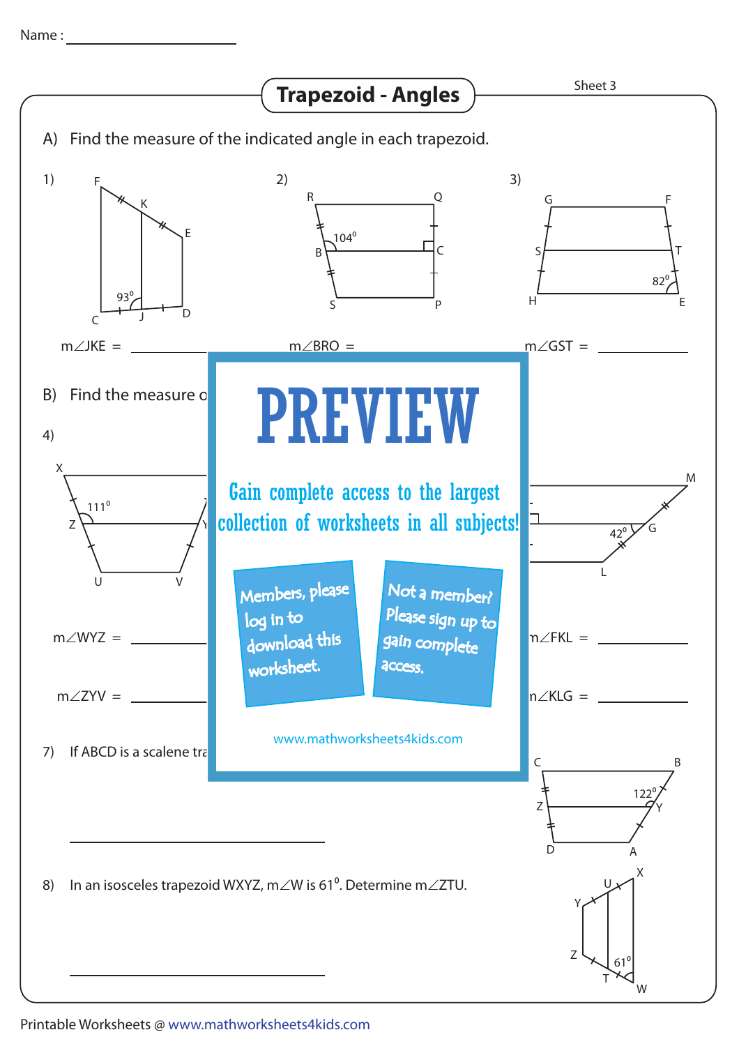Name : ____________________

# Trapezoid - Angles

Sheet 3

A) Find the measure of the indicated angle in each trapezoid.

1) F, K, E, C, J, D — $93^0$

$m\angle JKE$ = ____________

2) R, Q, B, C, S, P — $104^0$

$m\angle BRO$ =

3) G, F, S, T, H, E — $82^0$

$m\angle GST$ = ____________

B) Find the measure o

4) X, Z, Y, U, V — $111^0$

M, G, L — $42^0$

$m\angle WYZ$ = ____________

m∠FKL = ____________

$m\angle ZYV$ = ____________

m∠KLG = ____________

**PREVIEW**

Gain complete access to the largest collection of worksheets in all subjects!

Members, please log in to download this worksheet.

Not a member? Please sign up to gain complete access.

www.mathworksheets4kids.com

7) If ABCD is a scalene tra

C, B, Z, Y, D, A — $122^0$

____________________________________

8) In an isosceles trapezoid WXYZ, $m\angle W$ is $61^0$. Determine $m\angle ZTU$.

X, U, Y, Z, T, W — $61^0$

____________________________________

Printable Worksheets @ www.mathworksheets4kids.com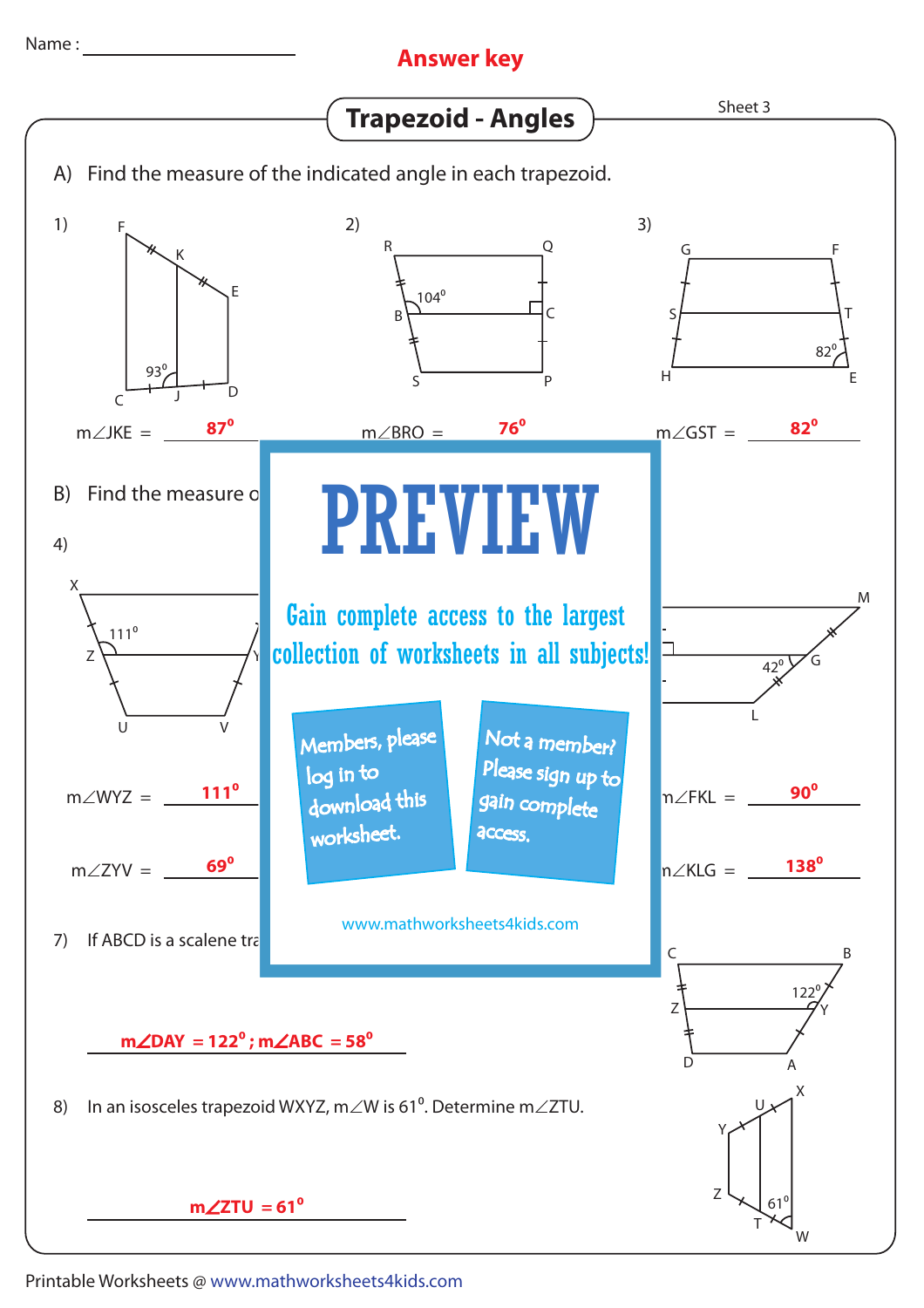Name : ____________________

**Answer key**

# Trapezoid - Angles

Sheet 3

A) Find the measure of the indicated angle in each trapezoid.

1)

F, K, E, C, J, D

$93^0$

$m\angle JKE$ = **$87^0$**

2)

R, Q, B, C, S, P

$104^0$

$m\angle BRO$ = **$76^0$**

3)

G, F, S, T, H, E

$82^0$

$m\angle GST$ = **$82^0$**

B) Find the measure o

4)

X, Z, Y, U, V

$111^0$

M, G, L

$42^0$

$m\angle WYZ$ = **$111^0$**

$m\angle FKL$ = **$90^0$**

$m\angle ZYV$ = **$69^0$**

$m\angle KLG$ = **$138^0$**

# PREVIEW

Gain complete access to the largest collection of worksheets in all subjects!

Members, please log in to download this worksheet.

Not a member? Please sign up to gain complete access.

www.mathworksheets4kids.com

7) If ABCD is a scalene tra

C, B, Z, Y, D, A

$122^0$

**$m\angle DAY = 122^0$ ; $m\angle ABC = 58^0$**

8) In an isosceles trapezoid WXYZ, $m\angle W$ is $61^0$. Determine $m\angle ZTU$.

U, X, Y, Z, T, W

$61^0$

**$m\angle ZTU = 61^0$**

Printable Worksheets @ www.mathworksheets4kids.com